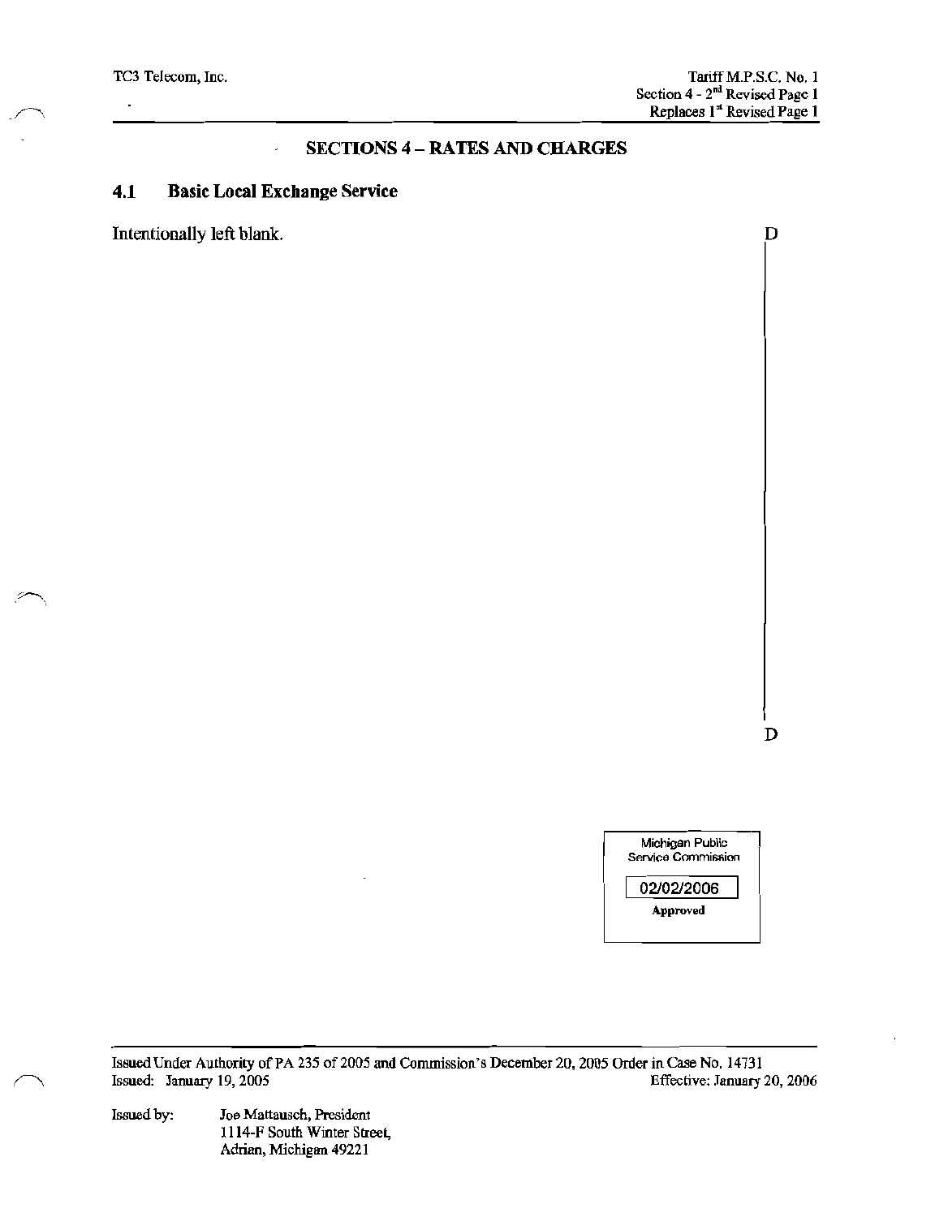# SECTIONS 4 – RATES AND CHARGES

## 4.1 Basic Local Exchange Service

Intentionally left blank. D

D

Michigan Public Service Commission

02/02/2006

Approved

Issued Under Authority of PA 235 of 2005 and Commission's December 20, 2005 Order in Case No. 14731

Issued: January 19, 2005 Effective: January 20, 2006

Issued by: Joe Mattausch, President
1114-F South Winter Street,
Adrian, Michigan 49221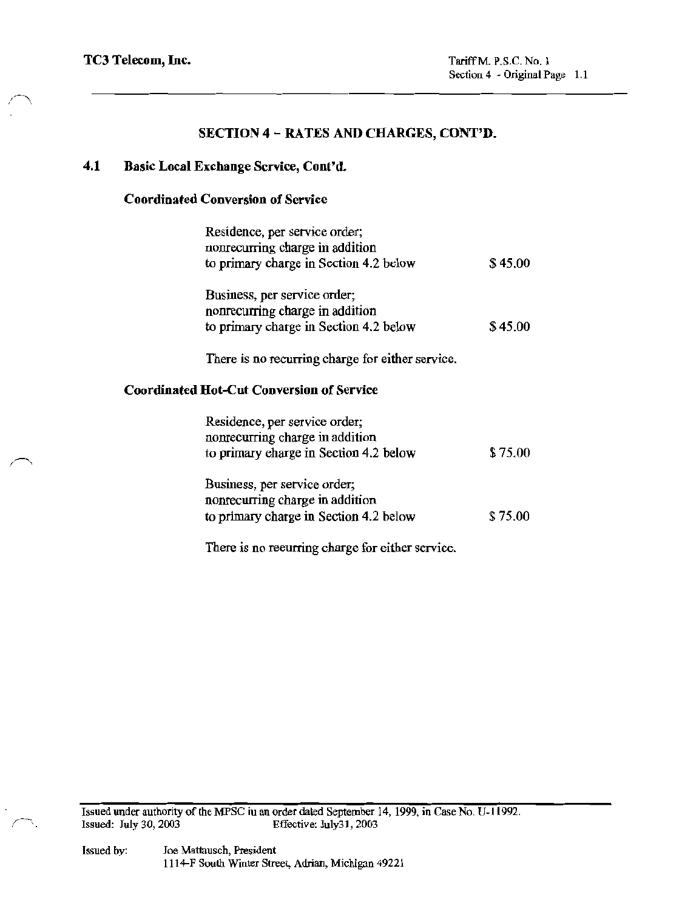## SECTION 4 – RATES AND CHARGES, CONT'D.

### 4.1 Basic Local Exchange Service, Cont'd.

**Coordinated Conversion of Service**

| | |
|---|---|
| Residence, per service order; nonrecurring charge in addition to primary charge in Section 4.2 below | $ 45.00 |
| Business, per service order; nonrecurring charge in addition to primary charge in Section 4.2 below | $ 45.00 |

There is no recurring charge for either service.

**Coordinated Hot-Cut Conversion of Service**

| | |
|---|---|
| Residence, per service order; nonrecurring charge in addition to primary eharge in Section 4.2 below | $ 75.00 |
| Business, per service order; nonrecurring charge in addition to primary charge in Section 4.2 below | $ 75.00 |

There is no reeurring charge for either service.

Issued under authority of the MPSC iu an order dated September 14, 1999, in Case No. U-11992.
Issued: July 30, 2003 Effective: July31, 2003

Issued by: Joe Mattausch, President
1114-F South Winter Street, Adrian, Michigan 49221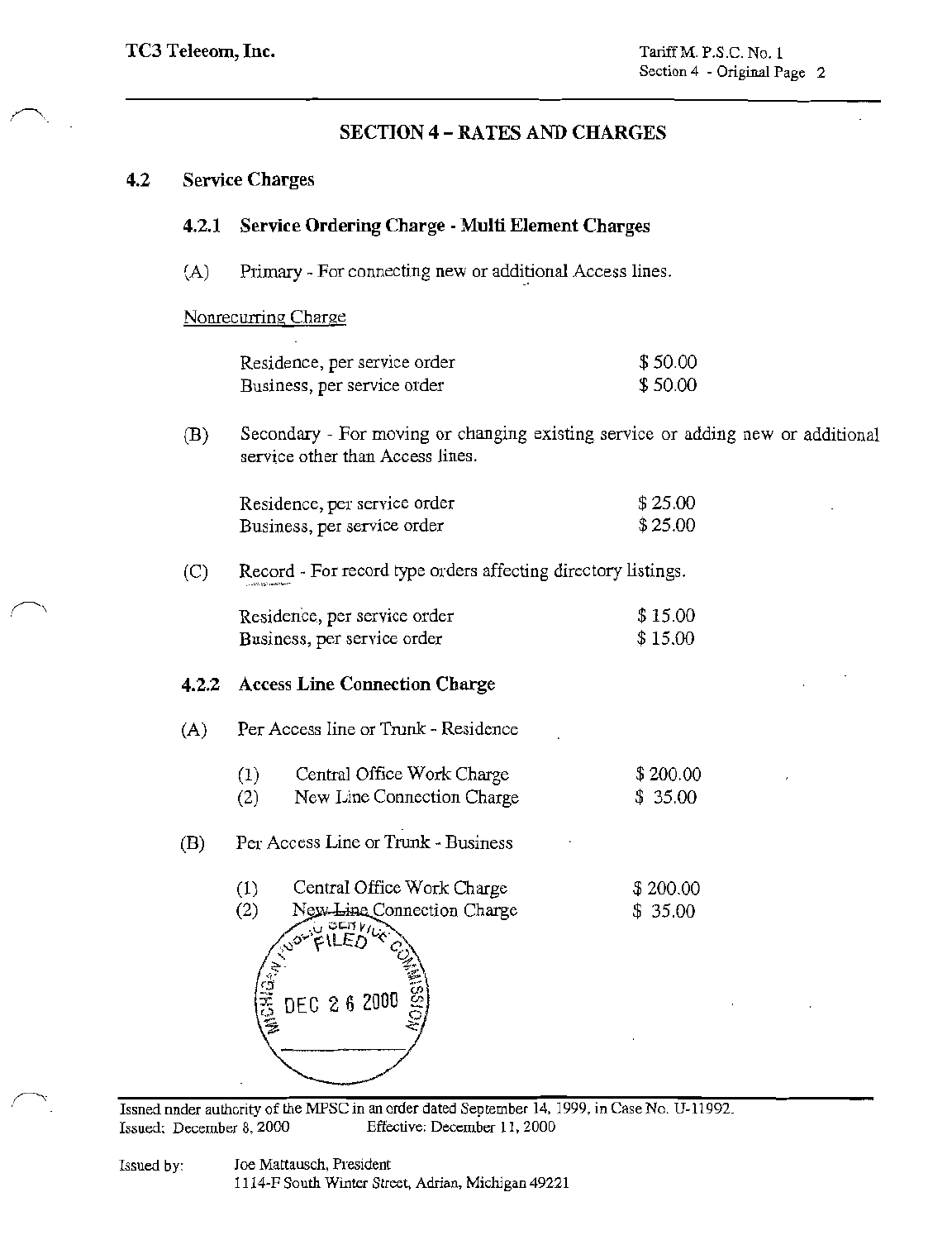## SECTION 4 – RATES AND CHARGES

### 4.2 Service Charges

#### 4.2.1 Service Ordering Charge - Multi Element Charges

(A) Primary - For connecting new or additional Access lines.

Nonrecurring Charge

| | |
|---|---|
| Residence, per service order | $ 50.00 |
| Business, per service order | $ 50.00 |

(B) Secondary - For moving or changing existing service or adding new or additional service other than Access lines.

| | |
|---|---|
| Residence, per service order | $ 25.00 |
| Business, per service order | $ 25.00 |

(C) Record - For record type orders affecting directory listings.

| | |
|---|---|
| Residence, per service order | $ 15.00 |
| Business, per service order | $ 15.00 |

#### 4.2.2 Access Line Connection Charge

(A) Per Access line or Trunk - Residence

| | | |
|---|---|---|
| (1) | Central Office Work Charge | $ 200.00 |
| (2) | New Line Connection Charge | $ 35.00 |

(B) Per Access Line or Trunk - Business

| | | |
|---|---|---|
| (1) | Central Office Work Charge | $ 200.00 |
| (2) | New Line Connection Charge | $ 35.00 |

MICHIGAN PUBLIC SERVICE COMMISSION FILED DEC 26 2000

Issned nnder authority of the MPSC in an order dated September 14, 1999, in Case No. U-11992.
Issued: December 8, 2000 Effective: December 11, 2000

Issued by: Joe Mattausch, President
1114-F South Winter Street, Adrian, Michigan 49221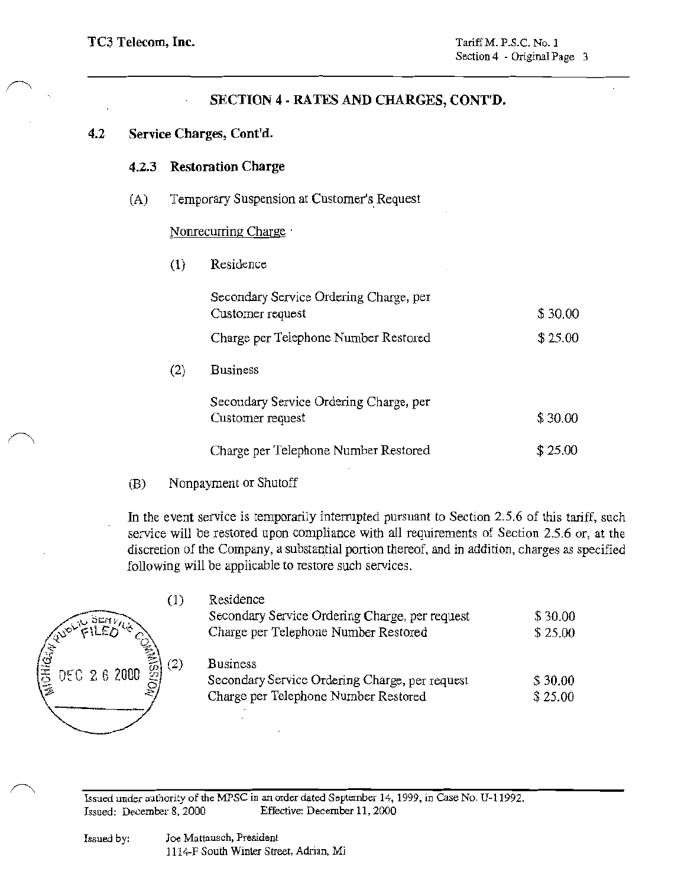## SECTION 4 - RATES AND CHARGES, CONT'D.

### 4.2 Service Charges, Cont'd.

#### 4.2.3 Restoration Charge

(A) Temporary Suspension at Customer's Request

<u>Nonrecurring Charge</u>

(1) Residence

| | |
|---|---|
| Secondary Service Ordering Charge, per Customer request | $ 30.00 |
| Charge per Telephone Number Restored | $ 25.00 |

(2) Business

| | |
|---|---|
| Secondary Service Ordering Charge, per Customer request | $ 30.00 |
| Charge per Telephone Number Restored | $ 25.00 |

(B) Nonpayment or Shutoff

In the event service is temporarily interrupted pursuant to Section 2.5.6 of this tariff, such service will be restored upon compliance with all requirements of Section 2.5.6 or, at the discretion of the Company, a substantial portion thereof, and in addition, charges as specified following will be applicable to restore such services.

(1) Residence

| | |
|---|---|
| Secondary Service Ordering Charge, per request | $ 30.00 |
| Charge per Telephone Number Restored | $ 25.00 |

(2) Business

| | |
|---|---|
| Secondary Service Ordering Charge, per request | $ 30.00 |
| Charge per Telephone Number Restored | $ 25.00 |

MICHIGAN PUBLIC SERVICE COMMISSION FILED DEC 26 2000

Issued under authority of the MPSC in an order dated September 14, 1999, in Case No. U-11992.
Issued: December 8, 2000 Effective: December 11, 2000

Issued by: Joe Mattausch, President
1114-F South Winter Street, Adrian, MI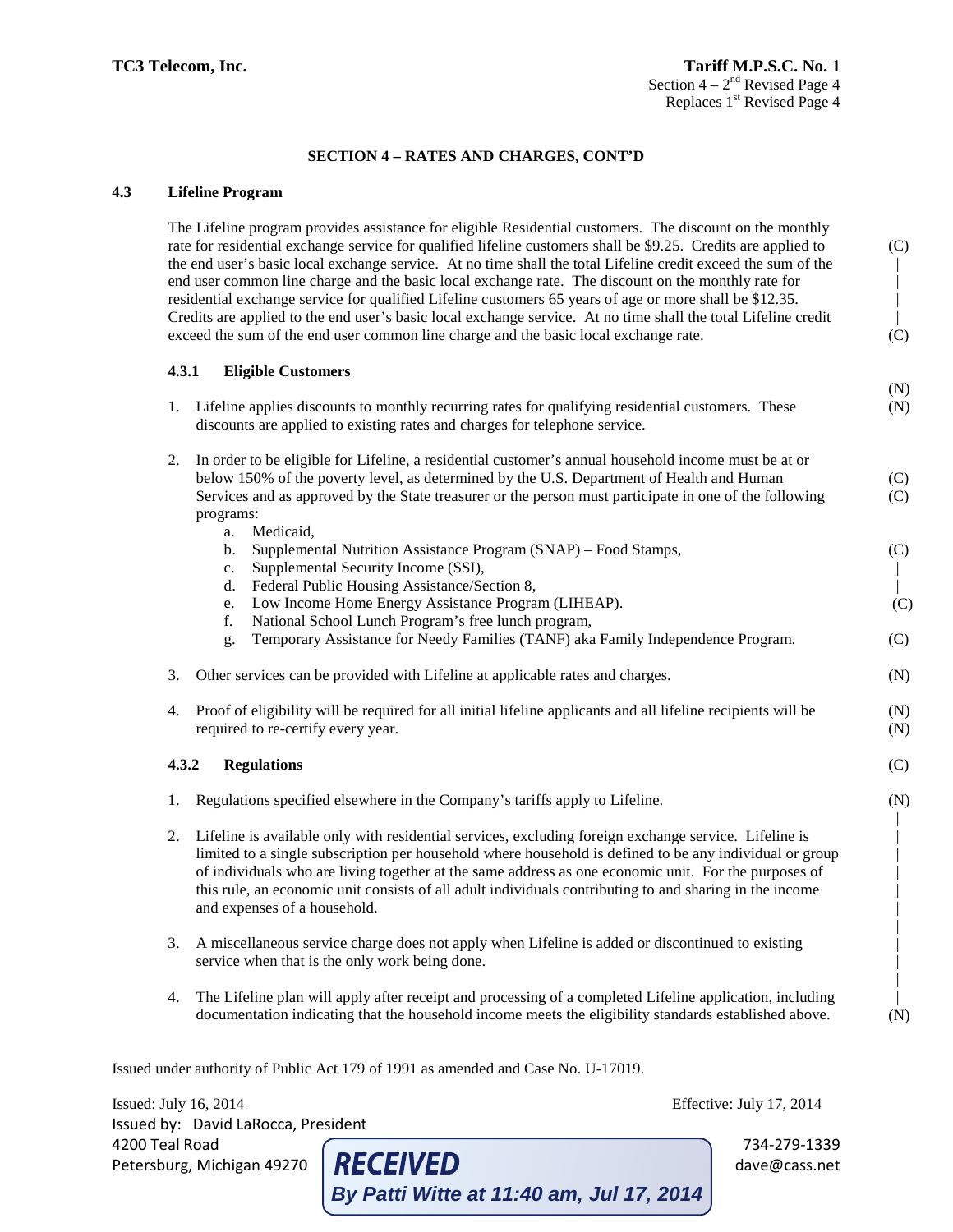**TC3 Telecom, Inc.**

**Tariff M.P.S.C. No. 1**
Section 4 – 2nd Revised Page 4
Replaces 1st Revised Page 4

**SECTION 4 – RATES AND CHARGES, CONT'D**

## 4.3 Lifeline Program

The Lifeline program provides assistance for eligible Residential customers. The discount on the monthly rate for residential exchange service for qualified lifeline customers shall be $9.25. Credits are applied to the end user's basic local exchange service. At no time shall the total Lifeline credit exceed the sum of the end user common line charge and the basic local exchange rate. The discount on the monthly rate for residential exchange service for qualified Lifeline customers 65 years of age or more shall be $12.35. Credits are applied to the end user's basic local exchange service. At no time shall the total Lifeline credit exceed the sum of the end user common line charge and the basic local exchange rate. (C)

### 4.3.1 Eligible Customers

1. Lifeline applies discounts to monthly recurring rates for qualifying residential customers. These discounts are applied to existing rates and charges for telephone service. (N)

2. In order to be eligible for Lifeline, a residential customer's annual household income must be at or below 150% of the poverty level, as determined by the U.S. Department of Health and Human Services and as approved by the State treasurer or the person must participate in one of the following programs: (C)
   a. Medicaid,
   b. Supplemental Nutrition Assistance Program (SNAP) – Food Stamps, (C)
   c. Supplemental Security Income (SSI),
   d. Federal Public Housing Assistance/Section 8,
   e. Low Income Home Energy Assistance Program (LIHEAP). (C)
   f. National School Lunch Program's free lunch program,
   g. Temporary Assistance for Needy Families (TANF) aka Family Independence Program. (C)

3. Other services can be provided with Lifeline at applicable rates and charges. (N)

4. Proof of eligibility will be required for all initial lifeline applicants and all lifeline recipients will be required to re-certify every year. (N)

### 4.3.2 Regulations (C)

1. Regulations specified elsewhere in the Company's tariffs apply to Lifeline. (N)

2. Lifeline is available only with residential services, excluding foreign exchange service. Lifeline is limited to a single subscription per household where household is defined to be any individual or group of individuals who are living together at the same address as one economic unit. For the purposes of this rule, an economic unit consists of all adult individuals contributing to and sharing in the income and expenses of a household.

3. A miscellaneous service charge does not apply when Lifeline is added or discontinued to existing service when that is the only work being done.

4. The Lifeline plan will apply after receipt and processing of a completed Lifeline application, including documentation indicating that the household income meets the eligibility standards established above. (N)

Issued under authority of Public Act 179 of 1991 as amended and Case No. U-17019.

Issued: July 16, 2014
Effective: July 17, 2014

Issued by: David LaRocca, President
4200 Teal Road
Petersburg, Michigan 49270
734-279-1339
dave@cass.net

**RECEIVED**
*By Patti Witte at 11:40 am, Jul 17, 2014*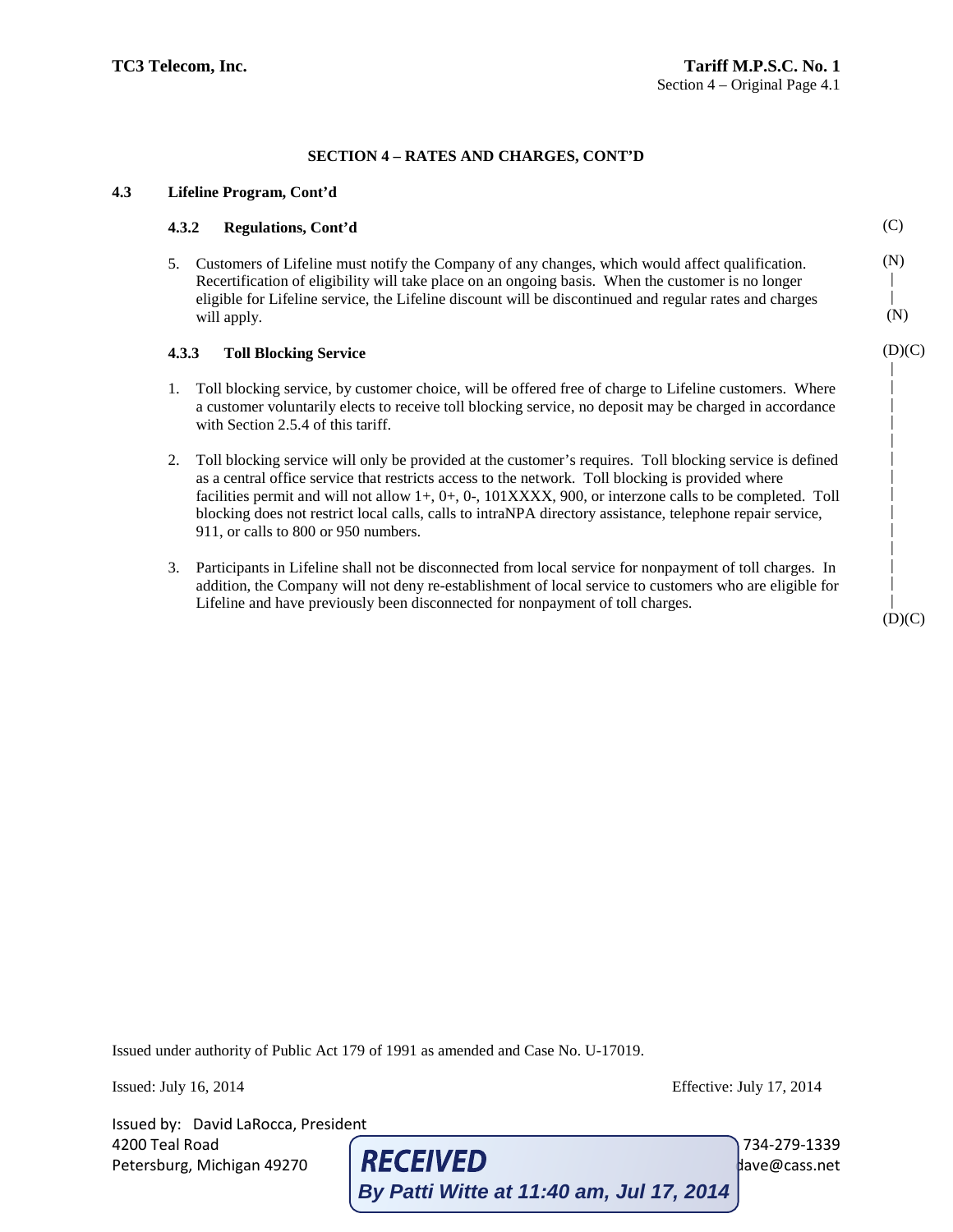## SECTION 4 – RATES AND CHARGES, CONT'D

### 4.3 Lifeline Program, Cont'd

#### 4.3.2 Regulations, Cont'd (C)

5. Customers of Lifeline must notify the Company of any changes, which would affect qualification. Recertification of eligibility will take place on an ongoing basis. When the customer is no longer eligible for Lifeline service, the Lifeline discount will be discontinued and regular rates and charges will apply. (N)

#### 4.3.3 Toll Blocking Service (D)(C)

1. Toll blocking service, by customer choice, will be offered free of charge to Lifeline customers. Where a customer voluntarily elects to receive toll blocking service, no deposit may be charged in accordance with Section 2.5.4 of this tariff.

2. Toll blocking service will only be provided at the customer's requires. Toll blocking service is defined as a central office service that restricts access to the network. Toll blocking is provided where facilities permit and will not allow 1+, 0+, 0-, 101XXXX, 900, or interzone calls to be completed. Toll blocking does not restrict local calls, calls to intraNPA directory assistance, telephone repair service, 911, or calls to 800 or 950 numbers.

3. Participants in Lifeline shall not be disconnected from local service for nonpayment of toll charges. In addition, the Company will not deny re-establishment of local service to customers who are eligible for Lifeline and have previously been disconnected for nonpayment of toll charges. (D)(C)

Issued under authority of Public Act 179 of 1991 as amended and Case No. U-17019.

Issued: July 16, 2014 Effective: July 17, 2014

Issued by: David LaRocca, President
4200 Teal Road
Petersburg, Michigan 49270
734-279-1339
dave@cass.net

**RECEIVED**
*By Patti Witte at 11:40 am, Jul 17, 2014*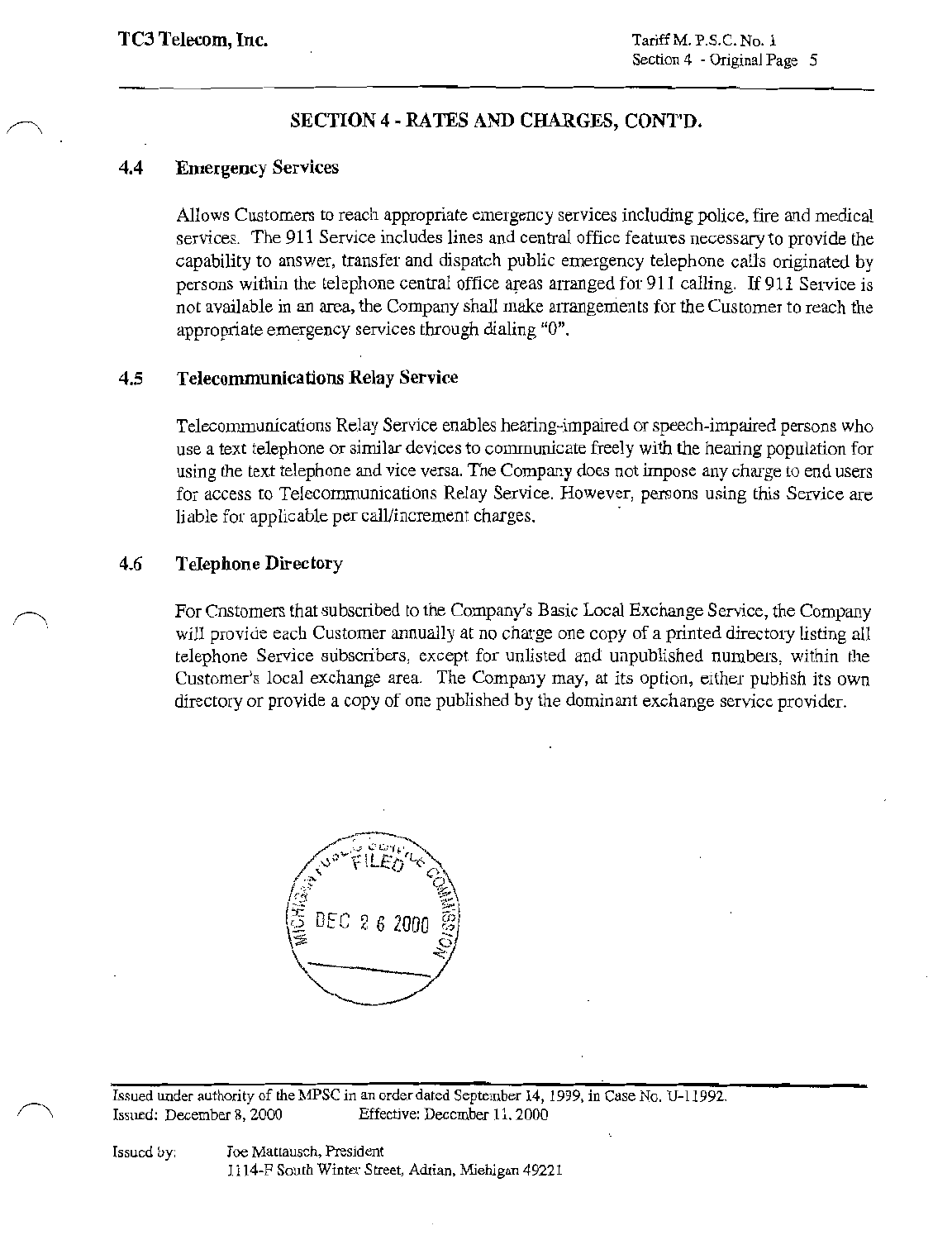## SECTION 4 - RATES AND CHARGES, CONT'D.

### 4.4 Emergency Services

Allows Customers to reach appropriate emergency services including police, fire and medical services. The 911 Service includes lines and central office features necessary to provide the capability to answer, transfer and dispatch public emergency telephone calls originated by persons within the telephone central office areas arranged for 911 calling. If 911 Service is not available in an area, the Company shall make arrangements for the Customer to reach the appropriate emergency services through dialing "0".

### 4.5 Telecommunications Relay Service

Telecommunications Relay Service enables hearing-impaired or speech-impaired persons who use a text telephone or similar devices to communicate freely with the hearing population for using the text telephone and vice versa. The Company does not impose any charge to end users for access to Telecommunications Relay Service. However, persons using this Service are liable for applicable per call/increment charges.

### 4.6 Telephone Directory

For Customers that subscribed to the Company's Basic Local Exchange Service, the Company will provide each Customer annually at no charge one copy of a printed directory listing all telephone Service subscribers, except for unlisted and unpublished numbers, within the Customer's local exchange area. The Company may, at its option, either publish its own directory or provide a copy of one published by the dominant exchange service provider.

MICHIGAN PUBLIC SERVICE COMMISSION
FILED
DEC 26 2000

Issued under authority of the MPSC in an order dated September 14, 1999, in Case No. U-11992.
Issued: December 8, 2000 Effective: December 11, 2000

Issued by: Joe Mattausch, President
1114-F South Winter Street, Adrian, Michigan 49221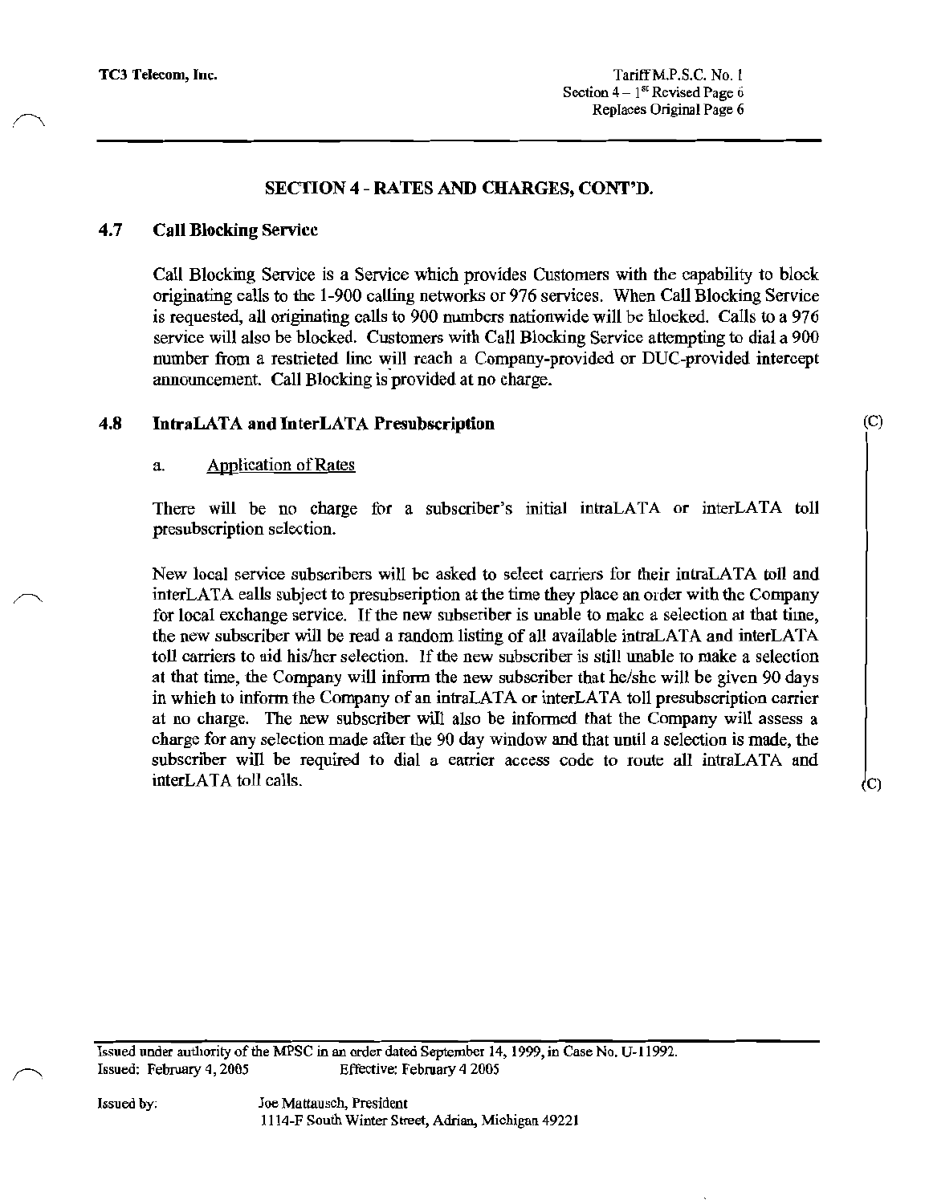## SECTION 4 - RATES AND CHARGES, CONT'D.

### 4.7 Call Blocking Service

Call Blocking Service is a Service which provides Customers with the capability to block originating calls to the 1-900 calling networks or 976 services. When Call Blocking Service is requested, all originating calls to 900 numbers nationwide will be blocked. Calls to a 976 service will also be blocked. Customers with Call Blocking Service attempting to dial a 900 number from a restricted line will reach a Company-provided or DUC-provided intercept announcement. Call Blocking is provided at no charge.

### 4.8 IntraLATA and InterLATA Presubscription (C)

a. Application of Rates

There will be no charge for a subscriber's initial intraLATA or interLATA toll presubscription selection.

New local service subscribers will be asked to select carriers for their intraLATA toll and interLATA calls subject to presubscription at the time they place an order with the Company for local exchange service. If the new subscriber is unable to make a selection at that time, the new subscriber will be read a random listing of all available intraLATA and interLATA toll carriers to aid his/her selection. If the new subscriber is still unable to make a selection at that time, the Company will inform the new subscriber that he/she will be given 90 days in which to inform the Company of an intraLATA or interLATA toll presubscription carrier at no charge. The new subscriber will also be informed that the Company will assess a charge for any selection made after the 90 day window and that until a selection is made, the subscriber will be required to dial a carrier access code to route all intraLATA and interLATA toll calls. (C)

Issued under authority of the MPSC in an order dated September 14, 1999, in Case No. U-11992.
Issued: February 4, 2005 Effective: February 4 2005

Issued by: Joe Mattausch, President
1114-F South Winter Street, Adrian, Michigan 49221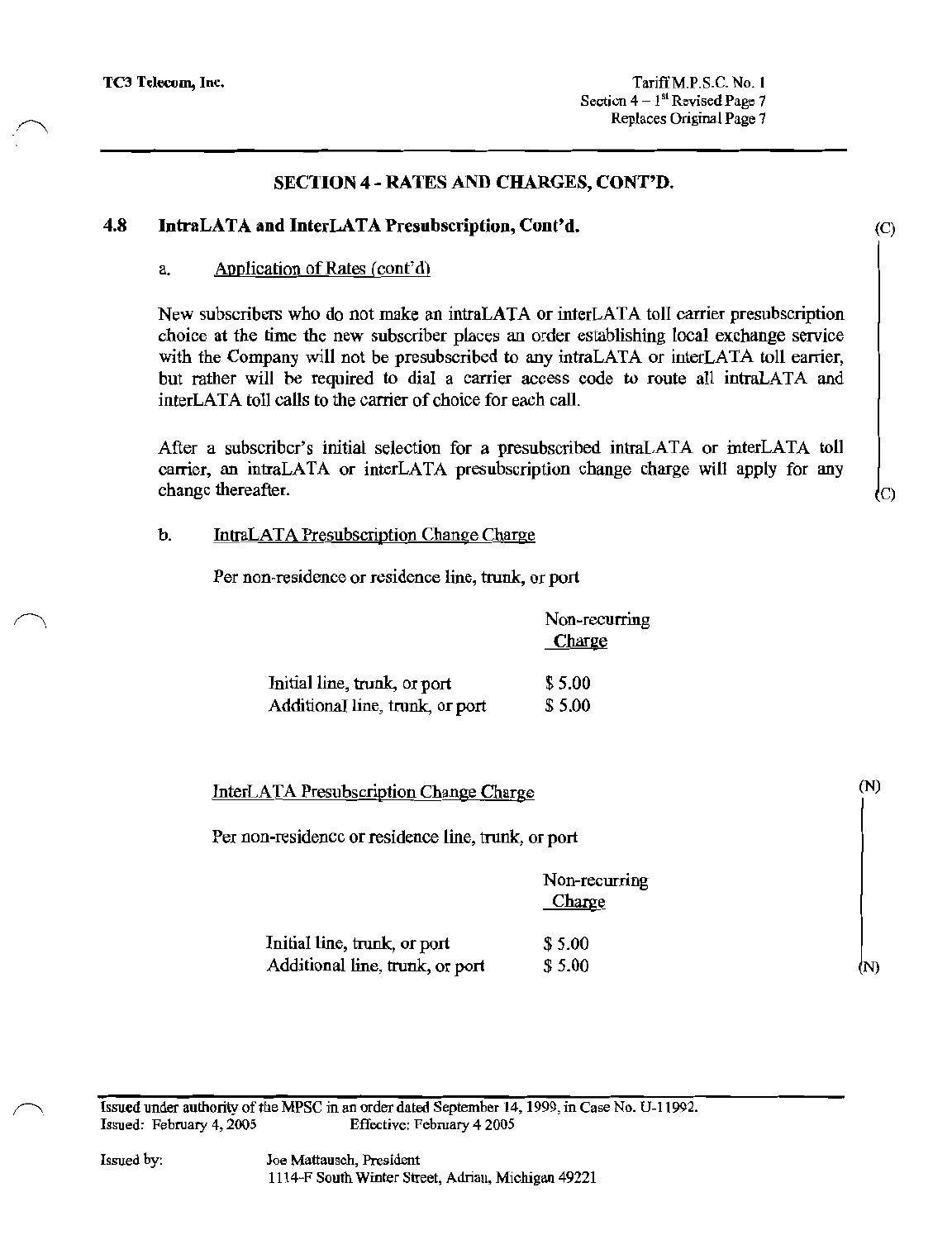## SECTION 4 - RATES AND CHARGES, CONT'D.

### 4.8 IntraLATA and InterLATA Presubscription, Cont'd.

(C)

a. Application of Rates (cont'd)

New subscribers who do not make an intraLATA or interLATA toll carrier presubscription choice at the time the new subscriber places an order establishing local exchange service with the Company will not be presubscribed to any intraLATA or interLATA toll carrier, but rather will be required to dial a carrier access code to route all intraLATA and interLATA toll calls to the carrier of choice for each call.

After a subscriber's initial selection for a presubscribed intraLATA or interLATA toll carrier, an intraLATA or interLATA presubscription change charge will apply for any change thereafter.

(C)

b. IntraLATA Presubscription Change Charge

Per non-residence or residence line, trunk, or port

| | Non-recurring Charge |
|---|---|
| Initial line, trunk, or port | $ 5.00 |
| Additional line, trunk, or port | $ 5.00 |

(N)

InterLATA Presubscription Change Charge

Per non-residence or residence line, trunk, or port

| | Non-recurring Charge |
|---|---|
| Initial line, trunk, or port | $ 5.00 |
| Additional line, trunk, or port | $ 5.00 |

(N)

Issued under authority of the MPSC in an order dated September 14, 1999, in Case No. U-11992.
Issued: February 4, 2005 Effective: February 4 2005

Issued by: Joe Mattausch, President
1114-F South Winter Street, Adrian, Michigan 49221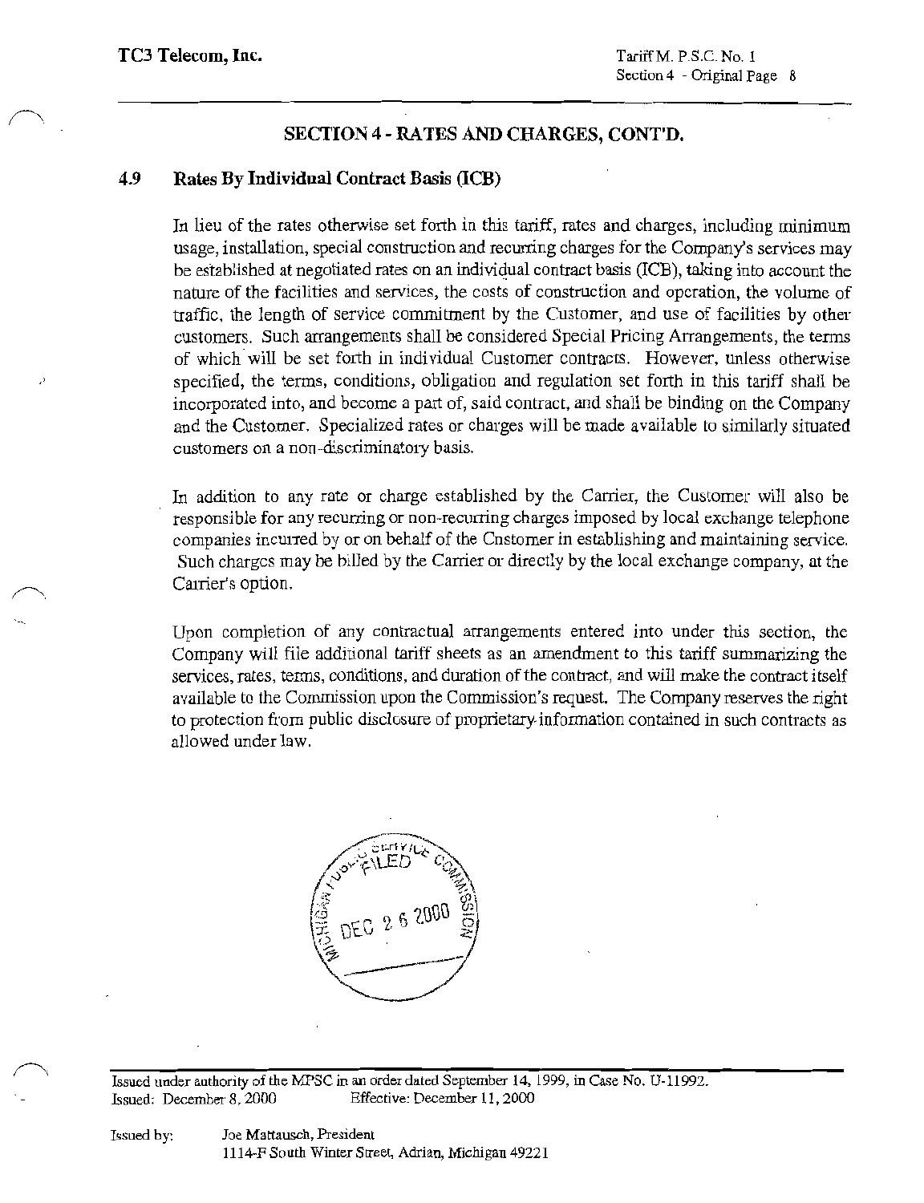## SECTION 4 - RATES AND CHARGES, CONT'D.

### 4.9 Rates By Individual Contract Basis (ICB)

In lieu of the rates otherwise set forth in this tariff, rates and charges, including minimum usage, installation, special construction and recurring charges for the Company's services may be established at negotiated rates on an individual contract basis (ICB), taking into account the nature of the facilities and services, the costs of construction and operation, the volume of traffic, the length of service commitment by the Customer, and use of facilities by other customers. Such arrangements shall be considered Special Pricing Arrangements, the terms of which will be set forth in individual Customer contracts. However, unless otherwise specified, the terms, conditions, obligation and regulation set forth in this tariff shall be incorporated into, and become a part of, said contract, and shall be binding on the Company and the Customer. Specialized rates or charges will be made available to similarly situated customers on a non-discriminatory basis.

In addition to any rate or charge established by the Carrier, the Customer will also be responsible for any recurring or non-recurring charges imposed by local exchange telephone companies incurred by or on behalf of the Cnstomer in establishing and maintaining service. Such charges may be billed by the Carrier or directly by the local exchange company, at the Carrier's option.

Upon completion of any contractual arrangements entered into under this section, the Company will file additional tariff sheets as an amendment to this tariff summarizing the services, rates, terms, conditions, and duration of the contract, and will make the contract itself available to the Commission upon the Commission's request. The Company reserves the right to protection from public disclosure of proprietary information contained in such contracts as allowed under law.

Michigan Public Service Commission FILED DEC 26 2000

Issued under authority of the MPSC in an order dated September 14, 1999, in Case No. U-11992.
Issued: December 8, 2000 Effective: December 11, 2000

Issued by: Joe Mattausch, President
1114-F South Winter Street, Adrian, Michigan 49221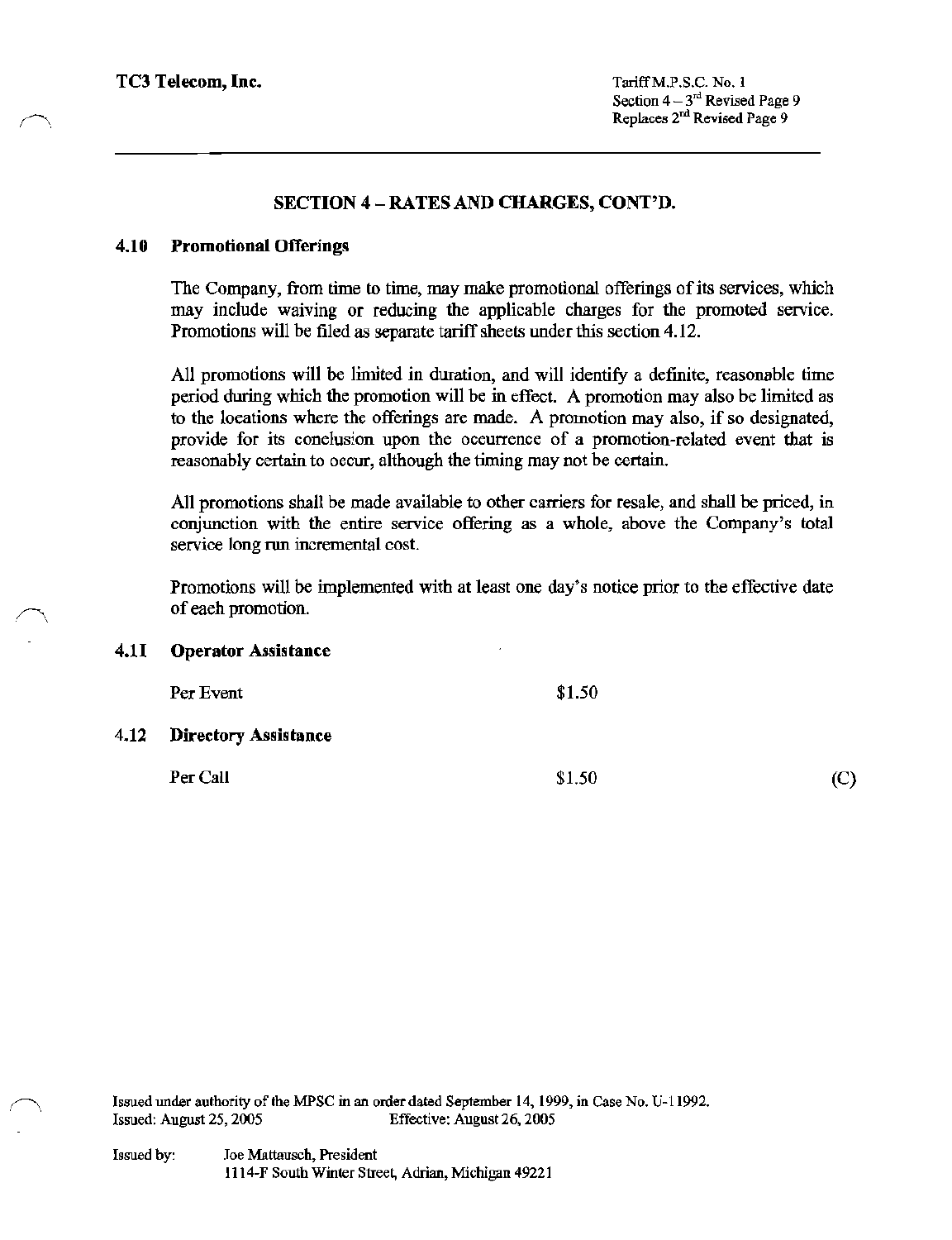**TC3 Telecom, Inc.**

Tariff M.P.S.C. No. 1
Section 4 – 3rd Revised Page 9
Replaces 2nd Revised Page 9

## SECTION 4 – RATES AND CHARGES, CONT'D.

### 4.10 Promotional Offerings

The Company, from time to time, may make promotional offerings of its services, which may include waiving or reducing the applicable charges for the promoted service. Promotions will be filed as separate tariff sheets under this section 4.12.

All promotions will be limited in duration, and will identify a definite, reasonable time period during which the promotion will be in effect. A promotion may also be limited as to the locations where the offerings are made. A promotion may also, if so designated, provide for its conclusion upon the occurrence of a promotion-related event that is reasonably certain to occur, although the timing may not be certain.

All promotions shall be made available to other carriers for resale, and shall be priced, in conjunction with the entire service offering as a whole, above the Company's total service long run incremental cost.

Promotions will be implemented with at least one day's notice prior to the effective date of each promotion.

### 4.11 Operator Assistance

| | | |
|---|---|---|
| Per Event | $1.50 | |

### 4.12 Directory Assistance

| | | |
|---|---|---|
| Per Call | $1.50 | (C) |

Issued under authority of the MPSC in an order dated September 14, 1999, in Case No. U-11992.
Issued: August 25, 2005 Effective: August 26, 2005

Issued by: Joe Mattausch, President
1114-F South Winter Street, Adrian, Michigan 49221